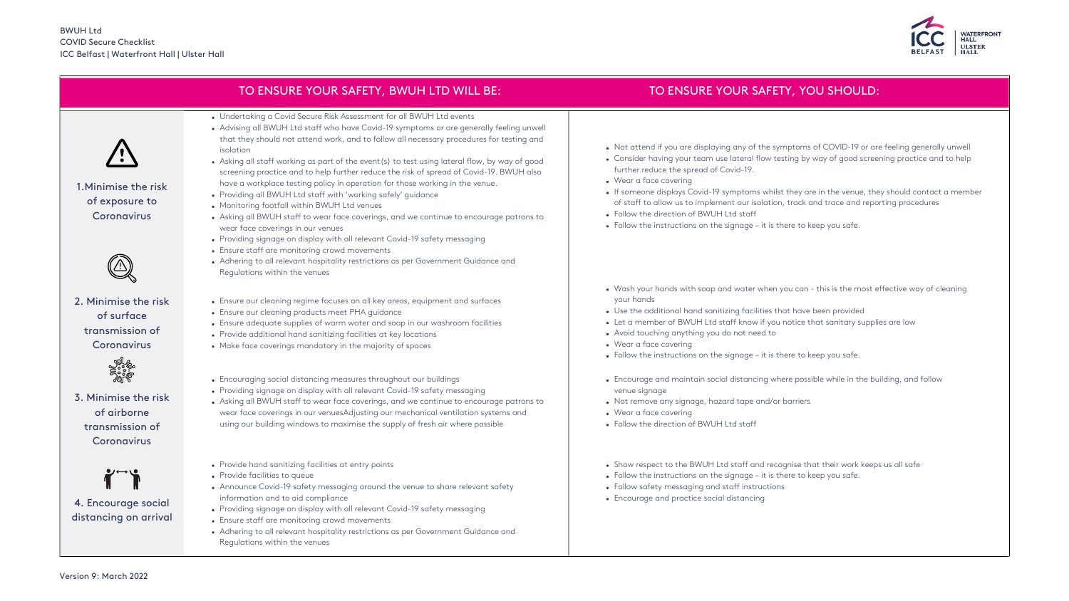BWUH Ltd
COVID Secure Checklist
ICC Belfast | Waterfront Hall | Ulster Hall

| | TO ENSURE YOUR SAFETY, BWUH LTD WILL BE: | TO ENSURE YOUR SAFETY, YOU SHOULD: |
|---|---|---|
| 1. Minimise the risk of exposure to Coronavirus | • Undertaking a Covid Secure Risk Assessment for all BWUH Ltd events<br>• Advising all BWUH Ltd staff who have Covid-19 symptoms or are generally feeling unwell that they should not attend work, and to follow all necessary procedures for testing and isolation<br>• Asking all staff working as part of the event(s) to test using lateral flow, by way of good screening practice and to help further reduce the risk of spread of Covid-19. BWUH also have a workplace testing policy in operation for those working in the venue.<br>• Providing all BWUH Ltd staff with 'working safely' guidance<br>• Monitoring footfall within BWUH Ltd venues<br>• Asking all BWUH staff to wear face coverings, and we continue to encourage patrons to wear face coverings in our venues<br>• Providing signage on display with all relevant Covid-19 safety messaging<br>• Ensure staff are monitoring crowd movements<br>• Adhering to all relevant hospitality restrictions as per Government Guidance and Regulations within the venues | • Not attend if you are displaying any of the symptoms of COVID-19 or are feeling generally unwell<br>• Consider having your team use lateral flow testing by way of good screening practice and to help further reduce the spread of Covid-19.<br>• Wear a face covering<br>• If someone displays Covid-19 symptoms whilst they are in the venue, they should contact a member of staff to allow us to implement our isolation, track and trace and reporting procedures<br>• Follow the direction of BWUH Ltd staff<br>• Follow the instructions on the signage – it is there to keep you safe. |
| 2. Minimise the risk of surface transmission of Coronavirus | • Ensure our cleaning regime focuses on all key areas, equipment and surfaces<br>• Ensure our cleaning products meet PHA guidance<br>• Ensure adequate supplies of warm water and soap in our washroom facilities<br>• Provide additional hand sanitizing facilities at key locations<br>• Make face coverings mandatory in the majority of spaces | • Wash your hands with soap and water when you can - this is the most effective way of cleaning your hands<br>• Use the additional hand sanitizing facilities that have been provided<br>• Let a member of BWUH Ltd staff know if you notice that sanitary supplies are low<br>• Avoid touching anything you do not need to<br>• Wear a face covering<br>• Follow the instructions on the signage – it is there to keep you safe. |
| 3. Minimise the risk of airborne transmission of Coronavirus | • Encouraging social distancing measures throughout our buildings<br>• Providing signage on display with all relevant Covid-19 safety messaging<br>• Asking all BWUH staff to wear face coverings, and we continue to encourage patrons to wear face coverings in our venuesAdjusting our mechanical ventilation systems and using our building windows to maximise the supply of fresh air where possible | • Encourage and maintain social distancing where possible while in the building, and follow venue signage<br>• Not remove any signage, hazard tape and/or barriers<br>• Wear a face covering<br>• Follow the direction of BWUH Ltd staff |
| 4. Encourage social distancing on arrival | • Provide hand sanitizing facilities at entry points<br>• Provide facilities to queue<br>• Announce Covid-19 safety messaging around the venue to share relevant safety information and to aid compliance<br>• Providing signage on display with all relevant Covid-19 safety messaging<br>• Ensure staff are monitoring crowd movements<br>• Adhering to all relevant hospitality restrictions as per Government Guidance and Regulations within the venues | • Show respect to the BWUH Ltd staff and recognise that their work keeps us all safe<br>• Follow the instructions on the signage – it is there to keep you safe.<br>• Follow safety messaging and staff instructions<br>• Encourage and practice social distancing |

Version 9: March 2022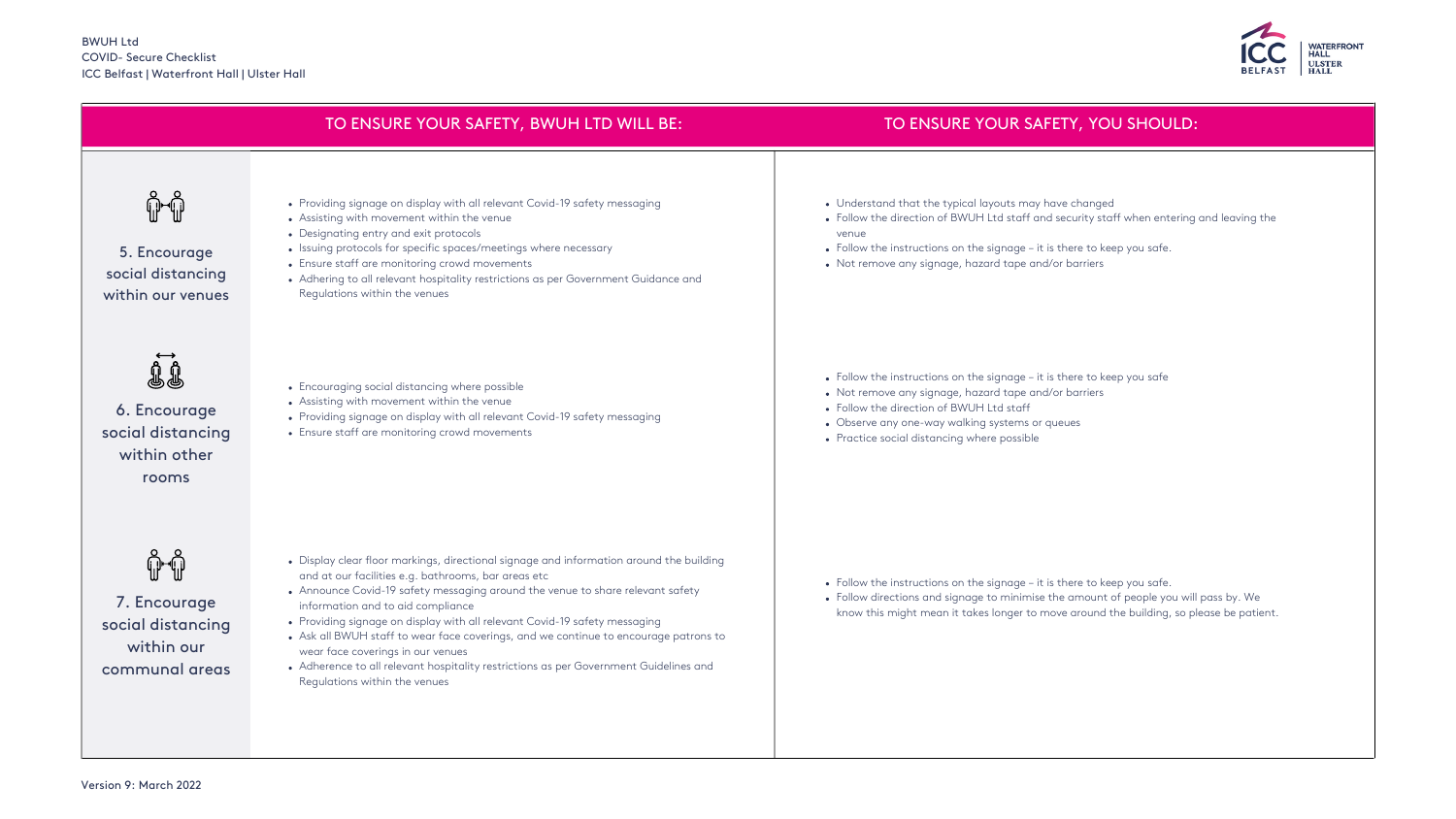BWUH Ltd
COVID- Secure Checklist
ICC Belfast | Waterfront Hall | Ulster Hall

| | TO ENSURE YOUR SAFETY, BWUH LTD WILL BE: | TO ENSURE YOUR SAFETY, YOU SHOULD: |
|---|---|---|
| 5. Encourage social distancing within our venues | • Providing signage on display with all relevant Covid-19 safety messaging<br>• Assisting with movement within the venue<br>• Designating entry and exit protocols<br>• Issuing protocols for specific spaces/meetings where necessary<br>• Ensure staff are monitoring crowd movements<br>• Adhering to all relevant hospitality restrictions as per Government Guidance and Regulations within the venues | • Understand that the typical layouts may have changed<br>• Follow the direction of BWUH Ltd staff and security staff when entering and leaving the venue<br>• Follow the instructions on the signage – it is there to keep you safe.<br>• Not remove any signage, hazard tape and/or barriers |
| 6. Encourage social distancing within other rooms | • Encouraging social distancing where possible<br>• Assisting with movement within the venue<br>• Providing signage on display with all relevant Covid-19 safety messaging<br>• Ensure staff are monitoring crowd movements | • Follow the instructions on the signage – it is there to keep you safe<br>• Not remove any signage, hazard tape and/or barriers<br>• Follow the direction of BWUH Ltd staff<br>• Observe any one-way walking systems or queues<br>• Practice social distancing where possible |
| 7. Encourage social distancing within our communal areas | • Display clear floor markings, directional signage and information around the building and at our facilities e.g. bathrooms, bar areas etc<br>• Announce Covid-19 safety messaging around the venue to share relevant safety information and to aid compliance<br>• Providing signage on display with all relevant Covid-19 safety messaging<br>• Ask all BWUH staff to wear face coverings, and we continue to encourage patrons to wear face coverings in our venues<br>• Adherence to all relevant hospitality restrictions as per Government Guidelines and Regulations within the venues | • Follow the instructions on the signage – it is there to keep you safe.<br>• Follow directions and signage to minimise the amount of people you will pass by. We know this might mean it takes longer to move around the building, so please be patient. |

Version 9: March 2022